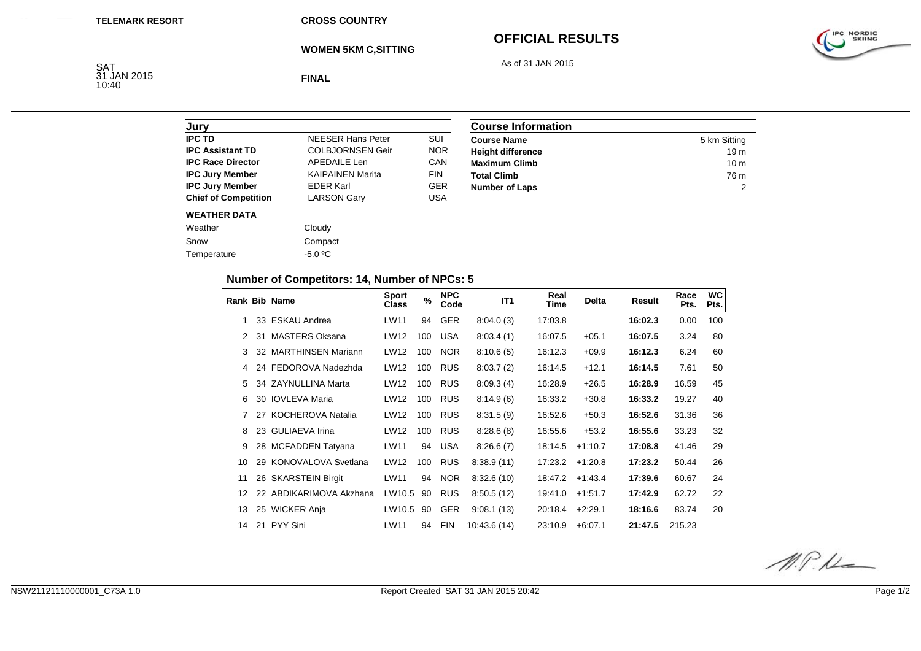**TELEMARK RESORT**

**CROSS COUNTRY**

# OFFICIAL RESULTS

**WOMEN 5KM C,SITTING**

As of 31 JAN 2015

SAT
31 JAN 2015
10:40

**FINAL**

| Jury | | |
|---|---|---|
| **IPC TD** | NEESER Hans Peter | SUI |
| **IPC Assistant TD** | COLBJORNSEN Geir | NOR |
| **IPC Race Director** | APEDAILE Len | CAN |
| **IPC Jury Member** | KAIPAINEN Marita | FIN |
| **IPC Jury Member** | EDER Karl | GER |
| **Chief of Competition** | LARSON Gary | USA |

| Course Information | |
|---|---|
| **Course Name** | 5 km Sitting |
| **Height difference** | 19 m |
| **Maximum Climb** | 10 m |
| **Total Climb** | 76 m |
| **Number of Laps** | 2 |

**WEATHER DATA**

| | |
|---|---|
| Weather | Cloudy |
| Snow | Compact |
| Temperature | -5.0 ºC |

### Number of Competitors: 14, Number of NPCs: 5

| Rank | Bib | Name | Sport Class | % | NPC Code | IT1 | Real Time | Delta | Result | Race Pts. | WC Pts. |
|---|---|---|---|---|---|---|---|---|---|---|---|
| 1 | 33 | ESKAU Andrea | LW11 | 94 | GER | 8:04.0 (3) | 17:03.8 | | **16:02.3** | 0.00 | 100 |
| 2 | 31 | MASTERS Oksana | LW12 | 100 | USA | 8:03.4 (1) | 16:07.5 | +05.1 | **16:07.5** | 3.24 | 80 |
| 3 | 32 | MARTHINSEN Mariann | LW12 | 100 | NOR | 8:10.6 (5) | 16:12.3 | +09.9 | **16:12.3** | 6.24 | 60 |
| 4 | 24 | FEDOROVA Nadezhda | LW12 | 100 | RUS | 8:03.7 (2) | 16:14.5 | +12.1 | **16:14.5** | 7.61 | 50 |
| 5 | 34 | ZAYNULLINA Marta | LW12 | 100 | RUS | 8:09.3 (4) | 16:28.9 | +26.5 | **16:28.9** | 16.59 | 45 |
| 6 | 30 | IOVLEVA Maria | LW12 | 100 | RUS | 8:14.9 (6) | 16:33.2 | +30.8 | **16:33.2** | 19.27 | 40 |
| 7 | 27 | KOCHEROVA Natalia | LW12 | 100 | RUS | 8:31.5 (9) | 16:52.6 | +50.3 | **16:52.6** | 31.36 | 36 |
| 8 | 23 | GULIAEVA Irina | LW12 | 100 | RUS | 8:28.6 (8) | 16:55.6 | +53.2 | **16:55.6** | 33.23 | 32 |
| 9 | 28 | MCFADDEN Tatyana | LW11 | 94 | USA | 8:26.6 (7) | 18:14.5 | +1:10.7 | **17:08.8** | 41.46 | 29 |
| 10 | 29 | KONOVALOVA Svetlana | LW12 | 100 | RUS | 8:38.9 (11) | 17:23.2 | +1:20.8 | **17:23.2** | 50.44 | 26 |
| 11 | 26 | SKARSTEIN Birgit | LW11 | 94 | NOR | 8:32.6 (10) | 18:47.2 | +1:43.4 | **17:39.6** | 60.67 | 24 |
| 12 | 22 | ABDIKARIMOVA Akzhana | LW10.5 | 90 | RUS | 8:50.5 (12) | 19:41.0 | +1:51.7 | **17:42.9** | 62.72 | 22 |
| 13 | 25 | WICKER Anja | LW10.5 | 90 | GER | 9:08.1 (13) | 20:18.4 | +2:29.1 | **18:16.6** | 83.74 | 20 |
| 14 | 21 | PYY Sini | LW11 | 94 | FIN | 10:43.6 (14) | 23:10.9 | +6:07.1 | **21:47.5** | 215.23 | |

NSW21121110000001_C73A 1.0

Report Created SAT 31 JAN 2015 20:42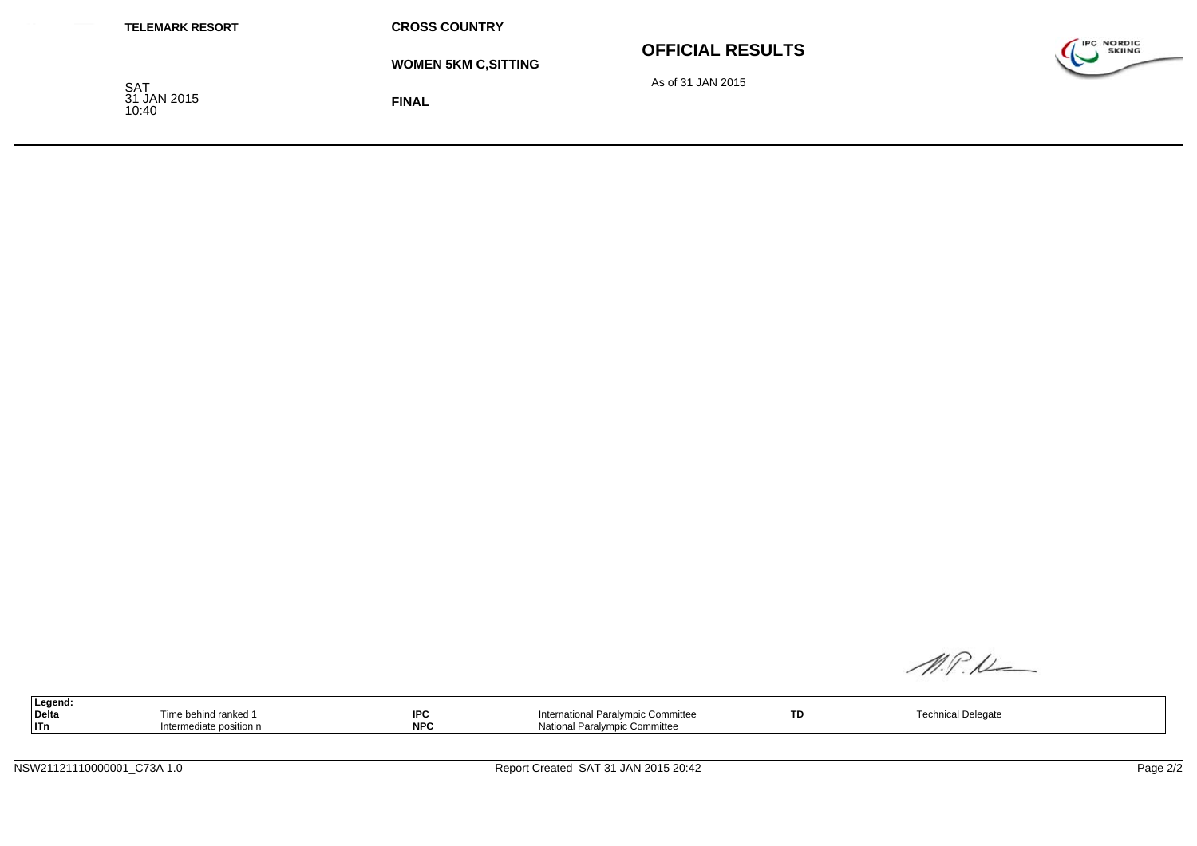**TELEMARK RESORT**

**CROSS COUNTRY**

# OFFICIAL RESULTS

**WOMEN 5KM C,SITTING**

As of 31 JAN 2015

SAT
31 JAN 2015
10:40

**FINAL**

| **Legend:** | | | | | |
|---|---|---|---|---|---|
| **Delta** | Time behind ranked 1 | **IPC** | International Paralympic Committee | **TD** | Technical Delegate |
| **ITn** | Intermediate position n | **NPC** | National Paralympic Committee | | |

NSW21121110000001_C73A 1.0

Report Created SAT 31 JAN 2015 20:42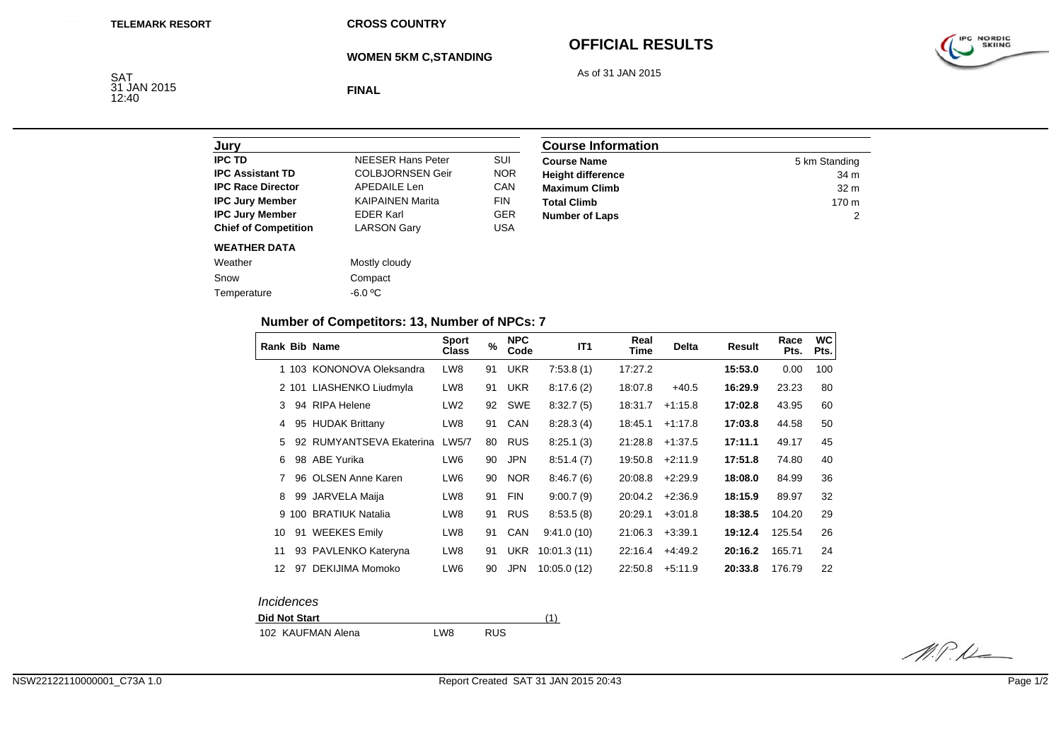TELEMARK RESORT

SAT
31 JAN 2015
12:40

**CROSS COUNTRY**

**WOMEN 5KM C,STANDING**

**FINAL**

# OFFICIAL RESULTS

As of 31 JAN 2015

## Jury

| | | |
|---|---|---|
| **IPC TD** | NEESER Hans Peter | SUI |
| **IPC Assistant TD** | COLBJORNSEN Geir | NOR |
| **IPC Race Director** | APEDAILE Len | CAN |
| **IPC Jury Member** | KAIPAINEN Marita | FIN |
| **IPC Jury Member** | EDER Karl | GER |
| **Chief of Competition** | LARSON Gary | USA |

**WEATHER DATA**

| | |
|---|---|
| Weather | Mostly cloudy |
| Snow | Compact |
| Temperature | -6.0 ºC |

## Course Information

| | |
|---|---|
| **Course Name** | 5 km Standing |
| **Height difference** | 34 m |
| **Maximum Climb** | 32 m |
| **Total Climb** | 170 m |
| **Number of Laps** | 2 |

### Number of Competitors: 13, Number of NPCs: 7

| Rank | Bib | Name | Sport Class | % | NPC Code | IT1 | Real Time | Delta | Result | Race Pts. | WC Pts. |
|---|---|---|---|---|---|---|---|---|---|---|---|
| 1 | 103 | KONONOVA Oleksandra | LW8 | 91 | UKR | 7:53.8 (1) | 17:27.2 | | **15:53.0** | 0.00 | 100 |
| 2 | 101 | LIASHENKO Liudmyla | LW8 | 91 | UKR | 8:17.6 (2) | 18:07.8 | +40.5 | **16:29.9** | 23.23 | 80 |
| 3 | 94 | RIPA Helene | LW2 | 92 | SWE | 8:32.7 (5) | 18:31.7 | +1:15.8 | **17:02.8** | 43.95 | 60 |
| 4 | 95 | HUDAK Brittany | LW8 | 91 | CAN | 8:28.3 (4) | 18:45.1 | +1:17.8 | **17:03.8** | 44.58 | 50 |
| 5 | 92 | RUMYANTSEVA Ekaterina | LW5/7 | 80 | RUS | 8:25.1 (3) | 21:28.8 | +1:37.5 | **17:11.1** | 49.17 | 45 |
| 6 | 98 | ABE Yurika | LW6 | 90 | JPN | 8:51.4 (7) | 19:50.8 | +2:11.9 | **17:51.8** | 74.80 | 40 |
| 7 | 96 | OLSEN Anne Karen | LW6 | 90 | NOR | 8:46.7 (6) | 20:08.8 | +2:29.9 | **18:08.0** | 84.99 | 36 |
| 8 | 99 | JARVELA Maija | LW8 | 91 | FIN | 9:00.7 (9) | 20:04.2 | +2:36.9 | **18:15.9** | 89.97 | 32 |
| 9 | 100 | BRATIUK Natalia | LW8 | 91 | RUS | 8:53.5 (8) | 20:29.1 | +3:01.8 | **18:38.5** | 104.20 | 29 |
| 10 | 91 | WEEKES Emily | LW8 | 91 | CAN | 9:41.0 (10) | 21:06.3 | +3:39.1 | **19:12.4** | 125.54 | 26 |
| 11 | 93 | PAVLENKO Kateryna | LW8 | 91 | UKR | 10:01.3 (11) | 22:16.4 | +4:49.2 | **20:16.2** | 165.71 | 24 |
| 12 | 97 | DEKIJIMA Momoko | LW6 | 90 | JPN | 10:05.0 (12) | 22:50.8 | +5:11.9 | **20:33.8** | 176.79 | 22 |

*Incidences*

| **Did Not Start** | | | (1) |
|---|---|---|---|
| 102 KAUFMAN Alena | LW8 | RUS | |

NSW22122110000001_C73A 1.0

Report Created SAT 31 JAN 2015 20:43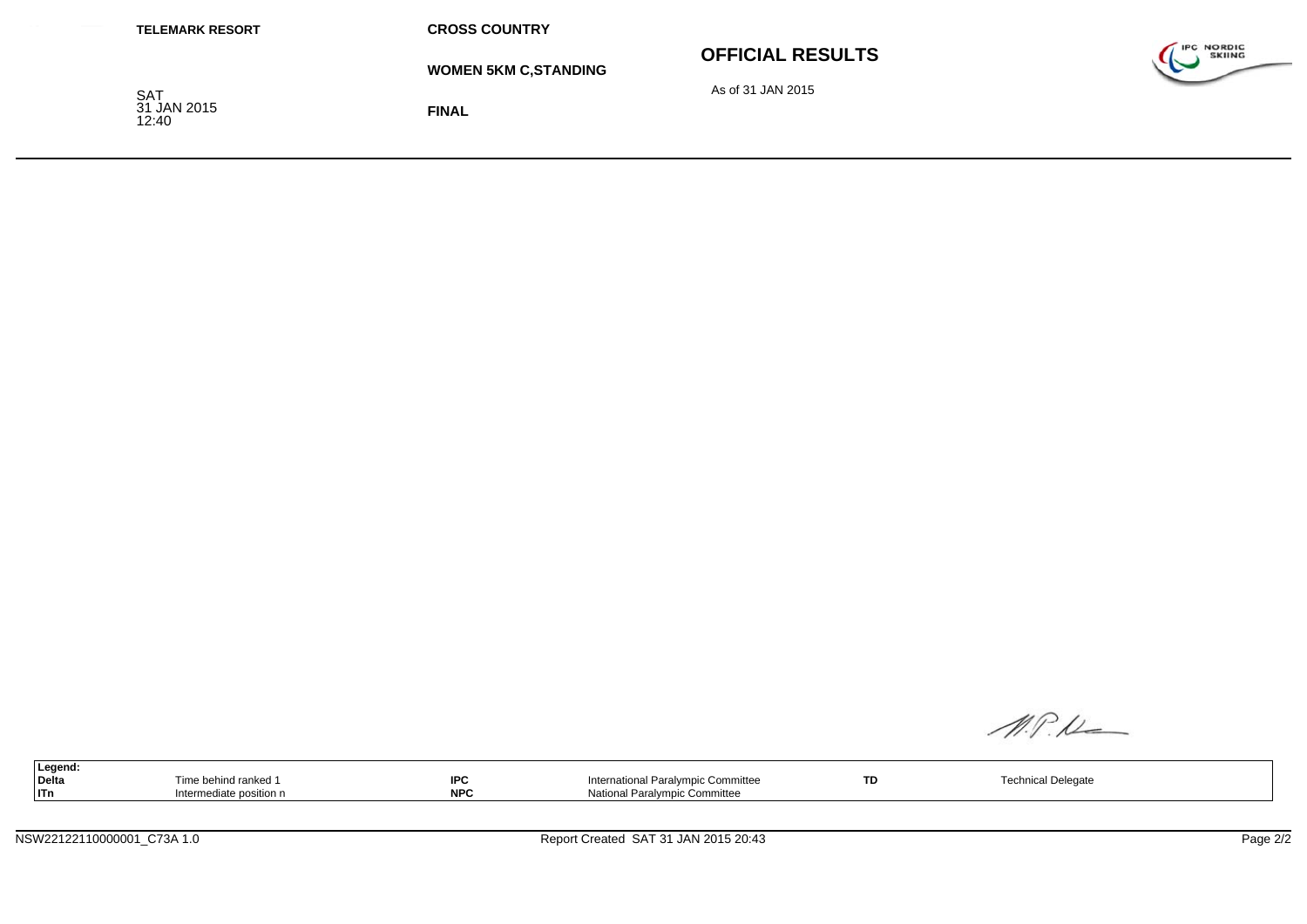**TELEMARK RESORT**

SAT
31 JAN 2015
12:40

**CROSS COUNTRY**

**WOMEN 5KM C,STANDING**

**FINAL**

## OFFICIAL RESULTS

As of 31 JAN 2015

| **Legend:** | | | | | |
|---|---|---|---|---|---|
| **Delta** | Time behind ranked 1 | **IPC** | International Paralympic Committee | **TD** | Technical Delegate |
| **ITn** | Intermediate position n | **NPC** | National Paralympic Committee | | |

NSW22122110000001_C73A 1.0

Report Created SAT 31 JAN 2015 20:43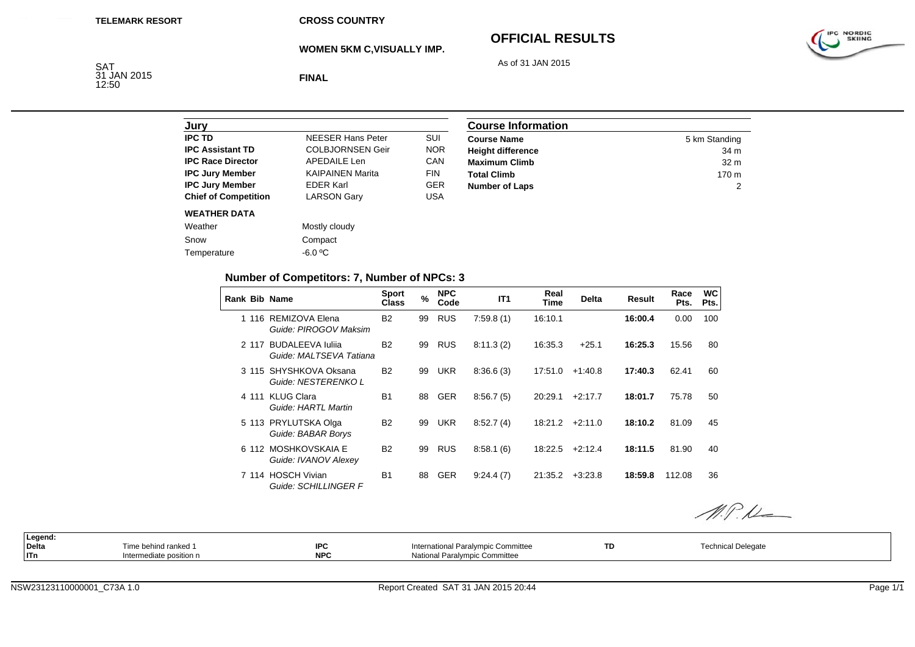**TELEMARK RESORT**

**CROSS COUNTRY**

**WOMEN 5KM C,VISUALLY IMP.**

**FINAL**

SAT
31 JAN 2015
12:50

# OFFICIAL RESULTS

As of 31 JAN 2015

## Jury

| | | |
|---|---|---|
| **IPC TD** | NEESER Hans Peter | SUI |
| **IPC Assistant TD** | COLBJORNSEN Geir | NOR |
| **IPC Race Director** | APEDAILE Len | CAN |
| **IPC Jury Member** | KAIPAINEN Marita | FIN |
| **IPC Jury Member** | EDER Karl | GER |
| **Chief of Competition** | LARSON Gary | USA |

**WEATHER DATA**

| | |
|---|---|
| Weather | Mostly cloudy |
| Snow | Compact |
| Temperature | -6.0 ºC |

## Course Information

| | |
|---|---|
| **Course Name** | 5 km Standing |
| **Height difference** | 34 m |
| **Maximum Climb** | 32 m |
| **Total Climb** | 170 m |
| **Number of Laps** | 2 |

### Number of Competitors: 7, Number of NPCs: 3

| Rank | Bib | Name | Sport Class | % | NPC Code | IT1 | Real Time | Delta | Result | Race Pts. | WC Pts. |
|---|---|---|---|---|---|---|---|---|---|---|---|
| 1 | 116 | REMIZOVA Elena<br>*Guide: PIROGOV Maksim* | B2 | 99 | RUS | 7:59.8 (1) | 16:10.1 | | **16:00.4** | 0.00 | 100 |
| 2 | 117 | BUDALEEVA Iuliia<br>*Guide: MALTSEVA Tatiana* | B2 | 99 | RUS | 8:11.3 (2) | 16:35.3 | +25.1 | **16:25.3** | 15.56 | 80 |
| 3 | 115 | SHYSHKOVA Oksana<br>*Guide: NESTERENKO L* | B2 | 99 | UKR | 8:36.6 (3) | 17:51.0 | +1:40.8 | **17:40.3** | 62.41 | 60 |
| 4 | 111 | KLUG Clara<br>*Guide: HARTL Martin* | B1 | 88 | GER | 8:56.7 (5) | 20:29.1 | +2:17.7 | **18:01.7** | 75.78 | 50 |
| 5 | 113 | PRYLUTSKA Olga<br>*Guide: BABAR Borys* | B2 | 99 | UKR | 8:52.7 (4) | 18:21.2 | +2:11.0 | **18:10.2** | 81.09 | 45 |
| 6 | 112 | MOSHKOVSKAIA E<br>*Guide: IVANOV Alexey* | B2 | 99 | RUS | 8:58.1 (6) | 18:22.5 | +2:12.4 | **18:11.5** | 81.90 | 40 |
| 7 | 114 | HOSCH Vivian<br>*Guide: SCHILLINGER F* | B1 | 88 | GER | 9:24.4 (7) | 21:35.2 | +3:23.8 | **18:59.8** | 112.08 | 36 |

**Legend:**

| | | | | | |
|---|---|---|---|---|---|
| **Delta** | Time behind ranked 1 | **IPC** | International Paralympic Committee | **TD** | Technical Delegate |
| **ITn** | Intermediate position n | **NPC** | National Paralympic Committee | | |

NSW23123110000001_C73A 1.0 — Report Created SAT 31 JAN 2015 20:44